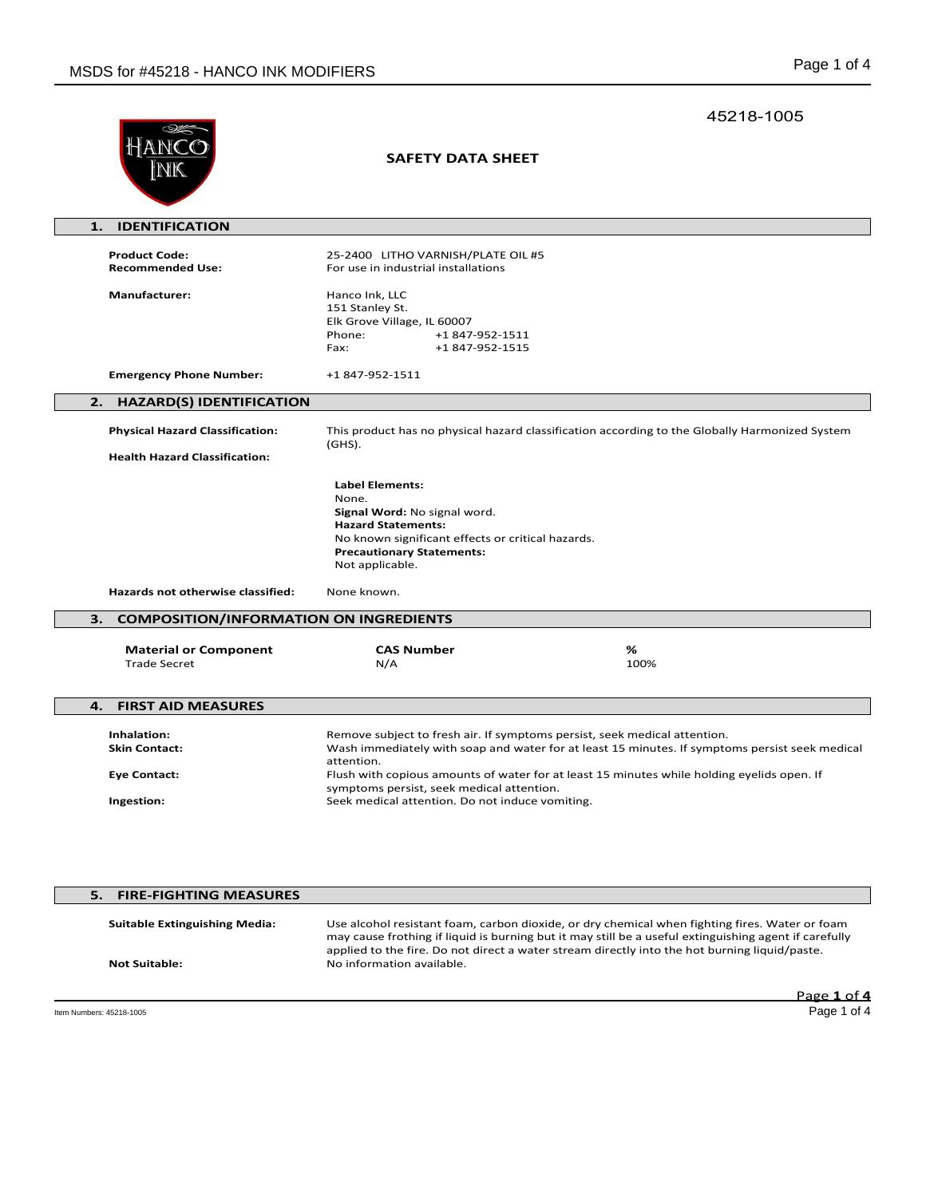45218-1005

# SAFETY DATA SHEET

## 1. IDENTIFICATION

**Product Code:** 25-2400 LITHO VARNISH/PLATE OIL #5

**Recommended Use:** For use in industrial installations

**Manufacturer:**
Hanco Ink, LLC
151 Stanley St.
Elk Grove Village, IL 60007
Phone: +1 847-952-1511
Fax: +1 847-952-1515

**Emergency Phone Number:** +1 847-952-1511

## 2. HAZARD(S) IDENTIFICATION

**Physical Hazard Classification:** This product has no physical hazard classification according to the Globally Harmonized System (GHS).

**Health Hazard Classification:**

**Label Elements:**
None.
**Signal Word:** No signal word.
**Hazard Statements:**
No known significant effects or critical hazards.
**Precautionary Statements:**
Not applicable.

**Hazards not otherwise classified:** None known.

## 3. COMPOSITION/INFORMATION ON INGREDIENTS

| Material or Component | CAS Number | % |
|---|---|---|
| Trade Secret | N/A | 100% |

## 4. FIRST AID MEASURES

**Inhalation:** Remove subject to fresh air. If symptoms persist, seek medical attention.

**Skin Contact:** Wash immediately with soap and water for at least 15 minutes. If symptoms persist seek medical attention.

**Eye Contact:** Flush with copious amounts of water for at least 15 minutes while holding eyelids open. If symptoms persist, seek medical attention.

**Ingestion:** Seek medical attention. Do not induce vomiting.

## 5. FIRE-FIGHTING MEASURES

**Suitable Extinguishing Media:** Use alcohol resistant foam, carbon dioxide, or dry chemical when fighting fires. Water or foam may cause frothing if liquid is burning but it may still be a useful extinguishing agent if carefully applied to the fire. Do not direct a water stream directly into the hot burning liquid/paste.

**Not Suitable:** No information available.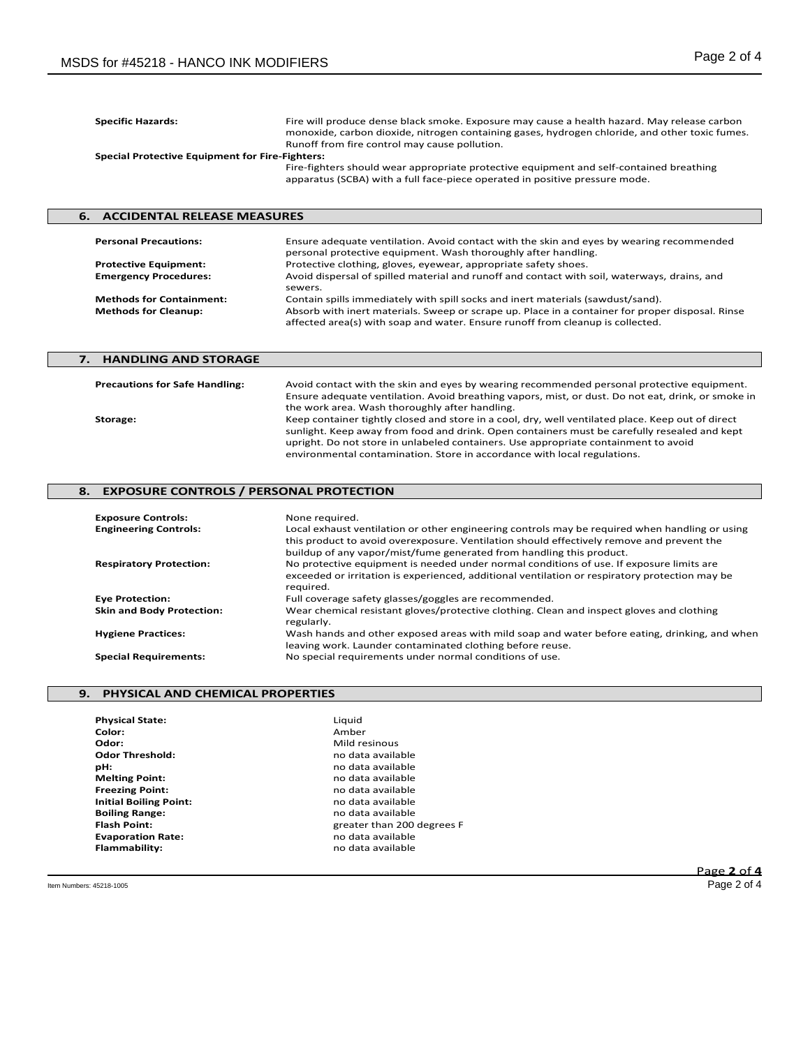**Specific Hazards:** Fire will produce dense black smoke. Exposure may cause a health hazard. May release carbon monoxide, carbon dioxide, nitrogen containing gases, hydrogen chloride, and other toxic fumes. Runoff from fire control may cause pollution.

**Special Protective Equipment for Fire-Fighters:**
Fire-fighters should wear appropriate protective equipment and self-contained breathing apparatus (SCBA) with a full face-piece operated in positive pressure mode.

## 6. ACCIDENTAL RELEASE MEASURES

**Personal Precautions:** Ensure adequate ventilation. Avoid contact with the skin and eyes by wearing recommended personal protective equipment. Wash thoroughly after handling.

**Protective Equipment:** Protective clothing, gloves, eyewear, appropriate safety shoes.

**Emergency Procedures:** Avoid dispersal of spilled material and runoff and contact with soil, waterways, drains, and sewers.

**Methods for Containment:** Contain spills immediately with spill socks and inert materials (sawdust/sand).

**Methods for Cleanup:** Absorb with inert materials. Sweep or scrape up. Place in a container for proper disposal. Rinse affected area(s) with soap and water. Ensure runoff from cleanup is collected.

## 7. HANDLING AND STORAGE

**Precautions for Safe Handling:** Avoid contact with the skin and eyes by wearing recommended personal protective equipment. Ensure adequate ventilation. Avoid breathing vapors, mist, or dust. Do not eat, drink, or smoke in the work area. Wash thoroughly after handling.

**Storage:** Keep container tightly closed and store in a cool, dry, well ventilated place. Keep out of direct sunlight. Keep away from food and drink. Open containers must be carefully resealed and kept upright. Do not store in unlabeled containers. Use appropriate containment to avoid environmental contamination. Store in accordance with local regulations.

## 8. EXPOSURE CONTROLS / PERSONAL PROTECTION

**Exposure Controls:** None required.

**Engineering Controls:** Local exhaust ventilation or other engineering controls may be required when handling or using this product to avoid overexposure. Ventilation should effectively remove and prevent the buildup of any vapor/mist/fume generated from handling this product.

**Respiratory Protection:** No protective equipment is needed under normal conditions of use. If exposure limits are exceeded or irritation is experienced, additional ventilation or respiratory protection may be required.

**Eye Protection:** Full coverage safety glasses/goggles are recommended.

**Skin and Body Protection:** Wear chemical resistant gloves/protective clothing. Clean and inspect gloves and clothing regularly.

**Hygiene Practices:** Wash hands and other exposed areas with mild soap and water before eating, drinking, and when leaving work. Launder contaminated clothing before reuse.

**Special Requirements:** No special requirements under normal conditions of use.

## 9. PHYSICAL AND CHEMICAL PROPERTIES

| | |
|---|---|
| **Physical State:** | Liquid |
| **Color:** | Amber |
| **Odor:** | Mild resinous |
| **Odor Threshold:** | no data available |
| **pH:** | no data available |
| **Melting Point:** | no data available |
| **Freezing Point:** | no data available |
| **Initial Boiling Point:** | no data available |
| **Boiling Range:** | no data available |
| **Flash Point:** | greater than 200 degrees F |
| **Evaporation Rate:** | no data available |
| **Flammability:** | no data available |

Item Numbers: 45218-1005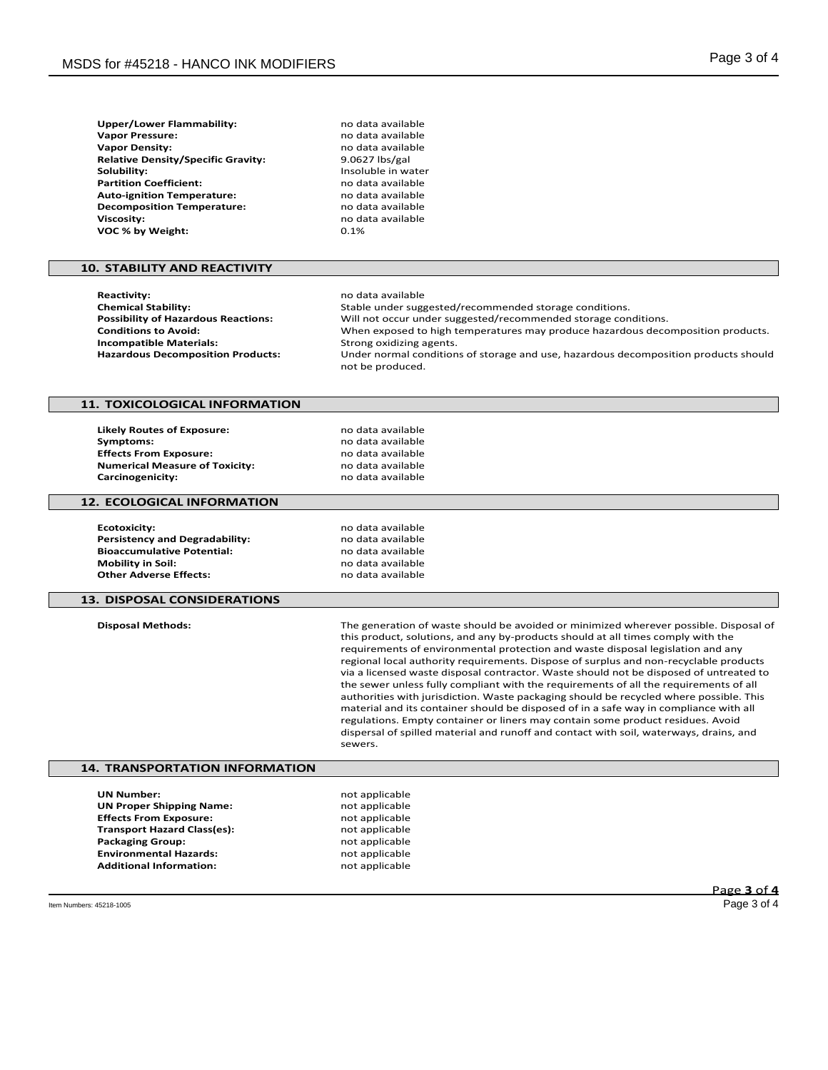| | |
|---|---|
| **Upper/Lower Flammability:** | no data available |
| **Vapor Pressure:** | no data available |
| **Vapor Density:** | no data available |
| **Relative Density/Specific Gravity:** | 9.0627 lbs/gal |
| **Solubility:** | Insoluble in water |
| **Partition Coefficient:** | no data available |
| **Auto-ignition Temperature:** | no data available |
| **Decomposition Temperature:** | no data available |
| **Viscosity:** | no data available |
| **VOC % by Weight:** | 0.1% |

## 10. STABILITY AND REACTIVITY

| | |
|---|---|
| **Reactivity:** | no data available |
| **Chemical Stability:** | Stable under suggested/recommended storage conditions. |
| **Possibility of Hazardous Reactions:** | Will not occur under suggested/recommended storage conditions. |
| **Conditions to Avoid:** | When exposed to high temperatures may produce hazardous decomposition products. |
| **Incompatible Materials:** | Strong oxidizing agents. |
| **Hazardous Decomposition Products:** | Under normal conditions of storage and use, hazardous decomposition products should not be produced. |

## 11. TOXICOLOGICAL INFORMATION

| | |
|---|---|
| **Likely Routes of Exposure:** | no data available |
| **Symptoms:** | no data available |
| **Effects From Exposure:** | no data available |
| **Numerical Measure of Toxicity:** | no data available |
| **Carcinogenicity:** | no data available |

## 12. ECOLOGICAL INFORMATION

| | |
|---|---|
| **Ecotoxicity:** | no data available |
| **Persistency and Degradability:** | no data available |
| **Bioaccumulative Potential:** | no data available |
| **Mobility in Soil:** | no data available |
| **Other Adverse Effects:** | no data available |

## 13. DISPOSAL CONSIDERATIONS

**Disposal Methods:** The generation of waste should be avoided or minimized wherever possible. Disposal of this product, solutions, and any by-products should at all times comply with the requirements of environmental protection and waste disposal legislation and any regional local authority requirements. Dispose of surplus and non-recyclable products via a licensed waste disposal contractor. Waste should not be disposed of untreated to the sewer unless fully compliant with the requirements of all the requirements of all authorities with jurisdiction. Waste packaging should be recycled where possible. This material and its container should be disposed of in a safe way in compliance with all regulations. Empty container or liners may contain some product residues. Avoid dispersal of spilled material and runoff and contact with soil, waterways, drains, and sewers.

## 14. TRANSPORTATION INFORMATION

| | |
|---|---|
| **UN Number:** | not applicable |
| **UN Proper Shipping Name:** | not applicable |
| **Effects From Exposure:** | not applicable |
| **Transport Hazard Class(es):** | not applicable |
| **Packaging Group:** | not applicable |
| **Environmental Hazards:** | not applicable |
| **Additional Information:** | not applicable |

Item Numbers: 45218-1005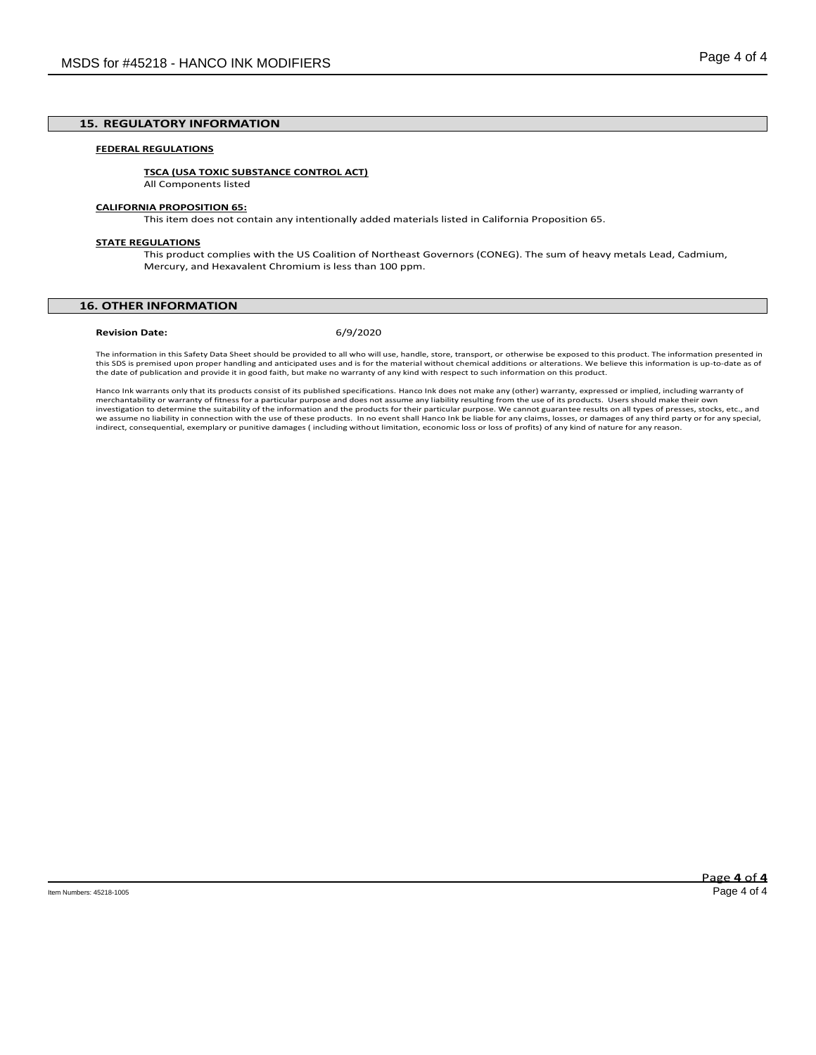## 15. REGULATORY INFORMATION

**FEDERAL REGULATIONS**

**TSCA (USA TOXIC SUBSTANCE CONTROL ACT)**
All Components listed

**CALIFORNIA PROPOSITION 65:**
This item does not contain any intentionally added materials listed in California Proposition 65.

**STATE REGULATIONS**
This product complies with the US Coalition of Northeast Governors (CONEG). The sum of heavy metals Lead, Cadmium, Mercury, and Hexavalent Chromium is less than 100 ppm.

## 16. OTHER INFORMATION

**Revision Date:** 6/9/2020

The information in this Safety Data Sheet should be provided to all who will use, handle, store, transport, or otherwise be exposed to this product. The information presented in this SDS is premised upon proper handling and anticipated uses and is for the material without chemical additions or alterations. We believe this information is up-to-date as of the date of publication and provide it in good faith, but make no warranty of any kind with respect to such information on this product.

Hanco Ink warrants only that its products consist of its published specifications. Hanco Ink does not make any (other) warranty, expressed or implied, including warranty of merchantability or warranty of fitness for a particular purpose and does not assume any liability resulting from the use of its products. Users should make their own investigation to determine the suitability of the information and the products for their particular purpose. We cannot guarantee results on all types of presses, stocks, etc., and we assume no liability in connection with the use of these products. In no event shall Hanco Ink be liable for any claims, losses, or damages of any third party or for any special, indirect, consequential, exemplary or punitive damages ( including without limitation, economic loss or loss of profits) of any kind of nature for any reason.

Item Numbers: 45218-1005